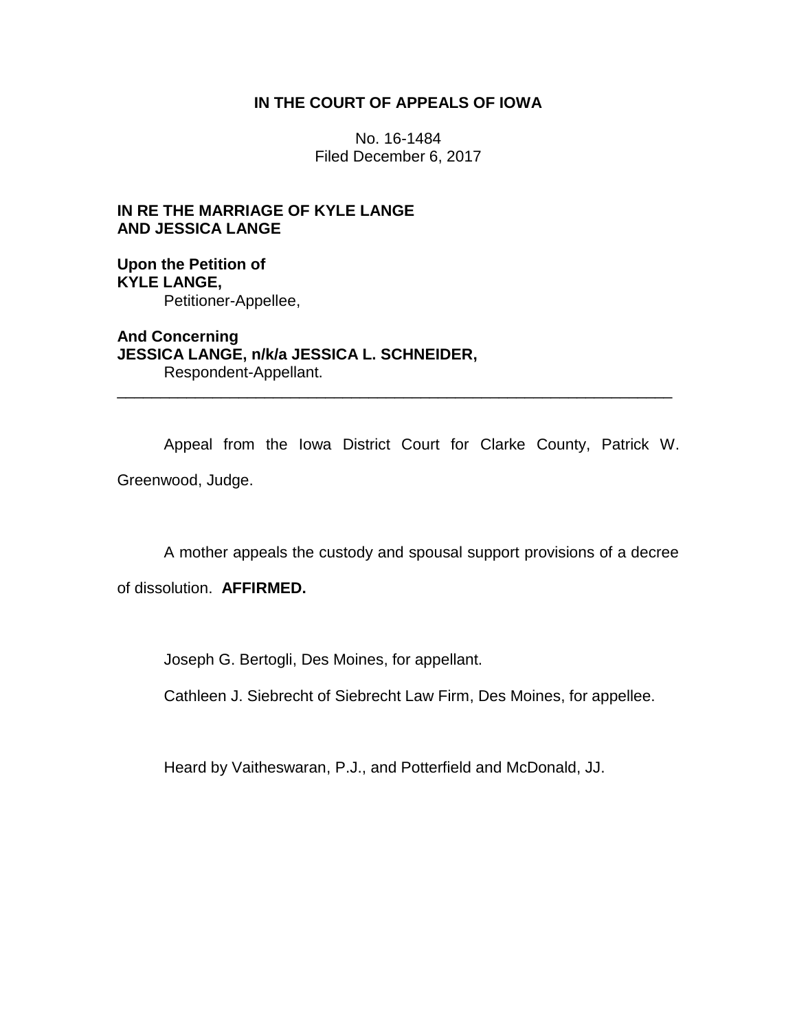**IN THE COURT OF APPEALS OF IOWA**

No. 16-1484
Filed December 6, 2017

**IN RE THE MARRIAGE OF KYLE LANGE AND JESSICA LANGE**

**Upon the Petition of**
**KYLE LANGE,**
Petitioner-Appellee,

**And Concerning**
**JESSICA LANGE, n/k/a JESSICA L. SCHNEIDER,**
Respondent-Appellant.

---

Appeal from the Iowa District Court for Clarke County, Patrick W. Greenwood, Judge.

A mother appeals the custody and spousal support provisions of a decree of dissolution. **AFFIRMED.**

Joseph G. Bertogli, Des Moines, for appellant.

Cathleen J. Siebrecht of Siebrecht Law Firm, Des Moines, for appellee.

Heard by Vaitheswaran, P.J., and Potterfield and McDonald, JJ.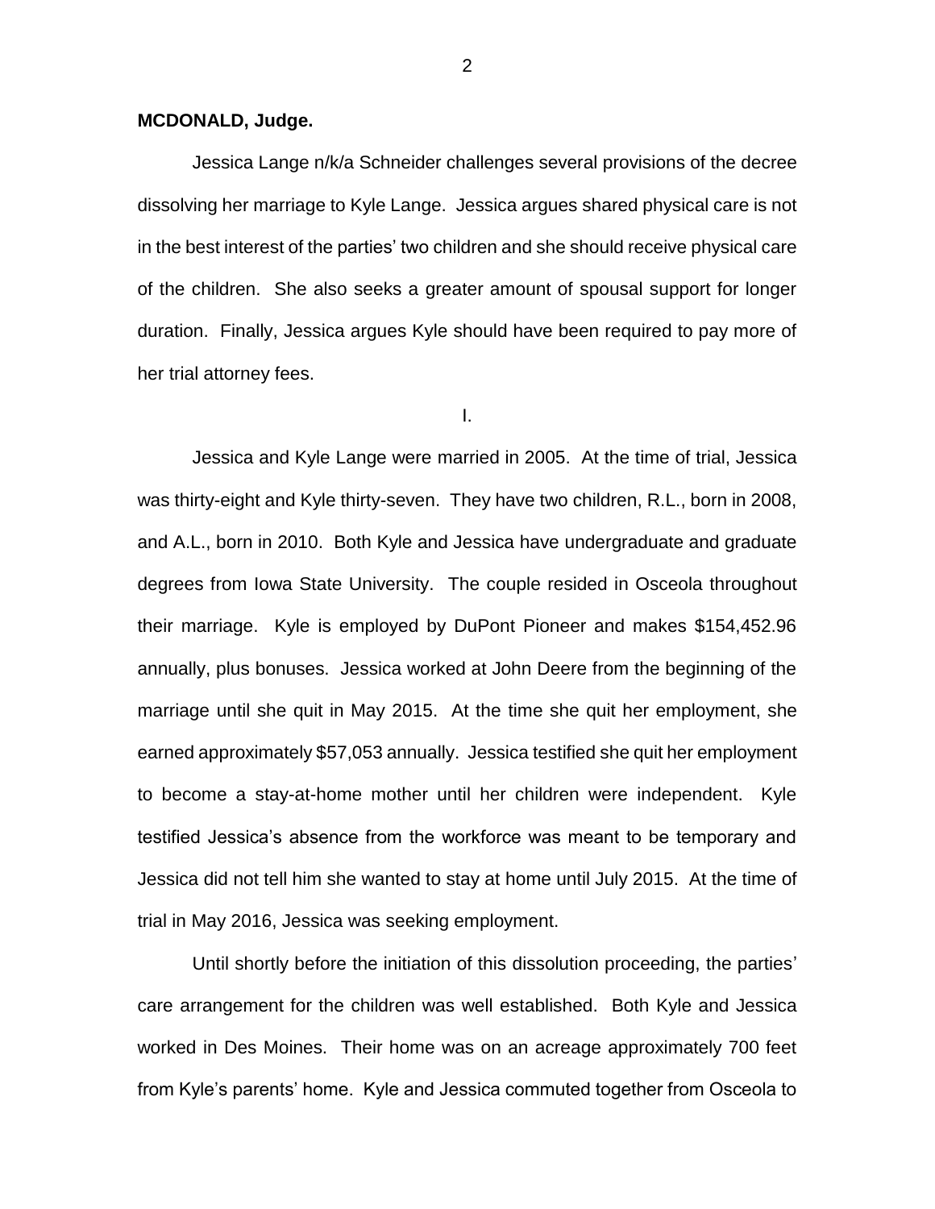**MCDONALD, Judge.**

Jessica Lange n/k/a Schneider challenges several provisions of the decree dissolving her marriage to Kyle Lange. Jessica argues shared physical care is not in the best interest of the parties' two children and she should receive physical care of the children. She also seeks a greater amount of spousal support for longer duration. Finally, Jessica argues Kyle should have been required to pay more of her trial attorney fees.

I.

Jessica and Kyle Lange were married in 2005. At the time of trial, Jessica was thirty-eight and Kyle thirty-seven. They have two children, R.L., born in 2008, and A.L., born in 2010. Both Kyle and Jessica have undergraduate and graduate degrees from Iowa State University. The couple resided in Osceola throughout their marriage. Kyle is employed by DuPont Pioneer and makes $154,452.96 annually, plus bonuses. Jessica worked at John Deere from the beginning of the marriage until she quit in May 2015. At the time she quit her employment, she earned approximately $57,053 annually. Jessica testified she quit her employment to become a stay-at-home mother until her children were independent. Kyle testified Jessica's absence from the workforce was meant to be temporary and Jessica did not tell him she wanted to stay at home until July 2015. At the time of trial in May 2016, Jessica was seeking employment.

Until shortly before the initiation of this dissolution proceeding, the parties' care arrangement for the children was well established. Both Kyle and Jessica worked in Des Moines. Their home was on an acreage approximately 700 feet from Kyle's parents' home. Kyle and Jessica commuted together from Osceola to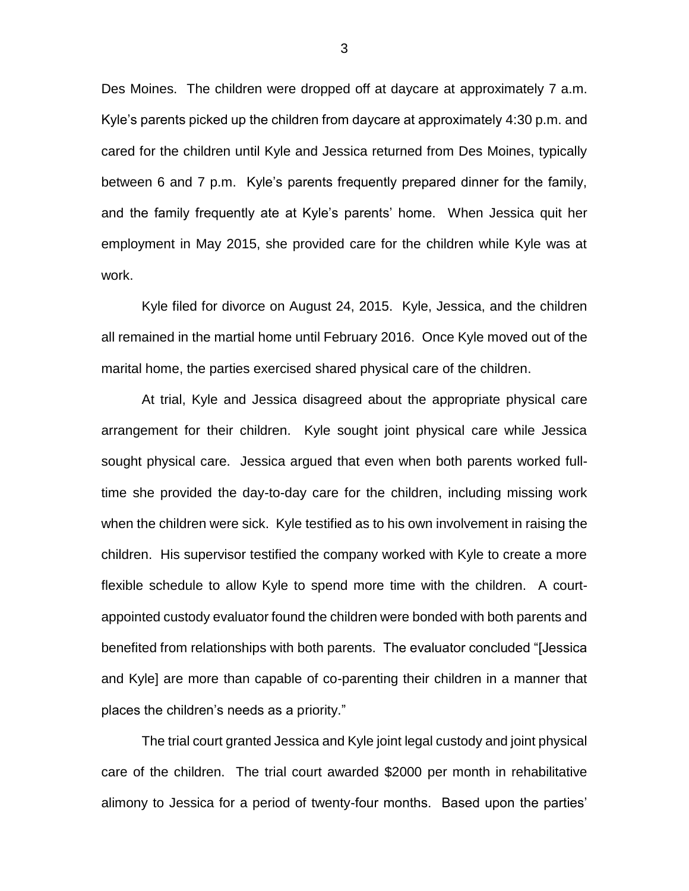Des Moines. The children were dropped off at daycare at approximately 7 a.m. Kyle's parents picked up the children from daycare at approximately 4:30 p.m. and cared for the children until Kyle and Jessica returned from Des Moines, typically between 6 and 7 p.m. Kyle's parents frequently prepared dinner for the family, and the family frequently ate at Kyle's parents' home. When Jessica quit her employment in May 2015, she provided care for the children while Kyle was at work.

Kyle filed for divorce on August 24, 2015. Kyle, Jessica, and the children all remained in the martial home until February 2016. Once Kyle moved out of the marital home, the parties exercised shared physical care of the children.

At trial, Kyle and Jessica disagreed about the appropriate physical care arrangement for their children. Kyle sought joint physical care while Jessica sought physical care. Jessica argued that even when both parents worked full-time she provided the day-to-day care for the children, including missing work when the children were sick. Kyle testified as to his own involvement in raising the children. His supervisor testified the company worked with Kyle to create a more flexible schedule to allow Kyle to spend more time with the children. A court-appointed custody evaluator found the children were bonded with both parents and benefited from relationships with both parents. The evaluator concluded "[Jessica and Kyle] are more than capable of co-parenting their children in a manner that places the children's needs as a priority."

The trial court granted Jessica and Kyle joint legal custody and joint physical care of the children. The trial court awarded $2000 per month in rehabilitative alimony to Jessica for a period of twenty-four months. Based upon the parties'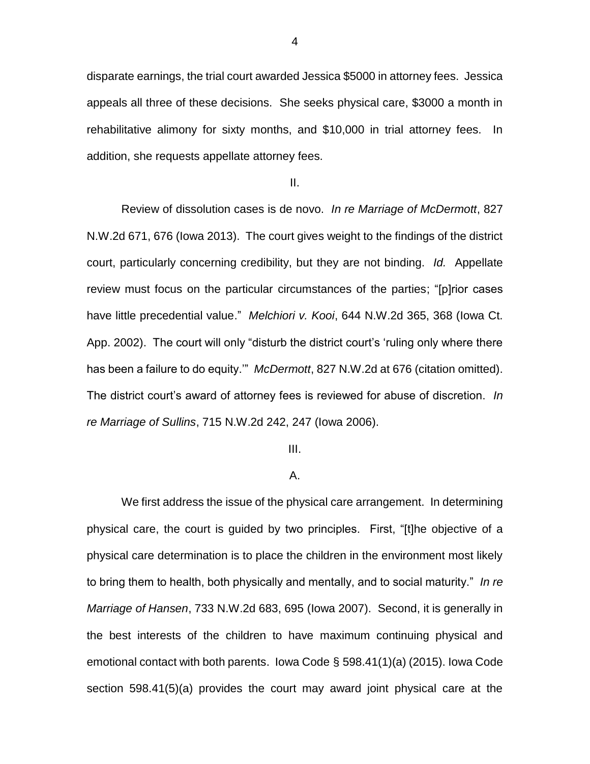disparate earnings, the trial court awarded Jessica $5000 in attorney fees. Jessica appeals all three of these decisions. She seeks physical care, $3000 a month in rehabilitative alimony for sixty months, and $10,000 in trial attorney fees. In addition, she requests appellate attorney fees.

II.

Review of dissolution cases is de novo. *In re Marriage of McDermott*, 827 N.W.2d 671, 676 (Iowa 2013). The court gives weight to the findings of the district court, particularly concerning credibility, but they are not binding. *Id.* Appellate review must focus on the particular circumstances of the parties; "[p]rior cases have little precedential value." *Melchiori v. Kooi*, 644 N.W.2d 365, 368 (Iowa Ct. App. 2002). The court will only "disturb the district court's 'ruling only where there has been a failure to do equity.'" *McDermott*, 827 N.W.2d at 676 (citation omitted). The district court's award of attorney fees is reviewed for abuse of discretion. *In re Marriage of Sullins*, 715 N.W.2d 242, 247 (Iowa 2006).

III.

A.

We first address the issue of the physical care arrangement. In determining physical care, the court is guided by two principles. First, "[t]he objective of a physical care determination is to place the children in the environment most likely to bring them to health, both physically and mentally, and to social maturity." *In re Marriage of Hansen*, 733 N.W.2d 683, 695 (Iowa 2007). Second, it is generally in the best interests of the children to have maximum continuing physical and emotional contact with both parents. Iowa Code § 598.41(1)(a) (2015). Iowa Code section 598.41(5)(a) provides the court may award joint physical care at the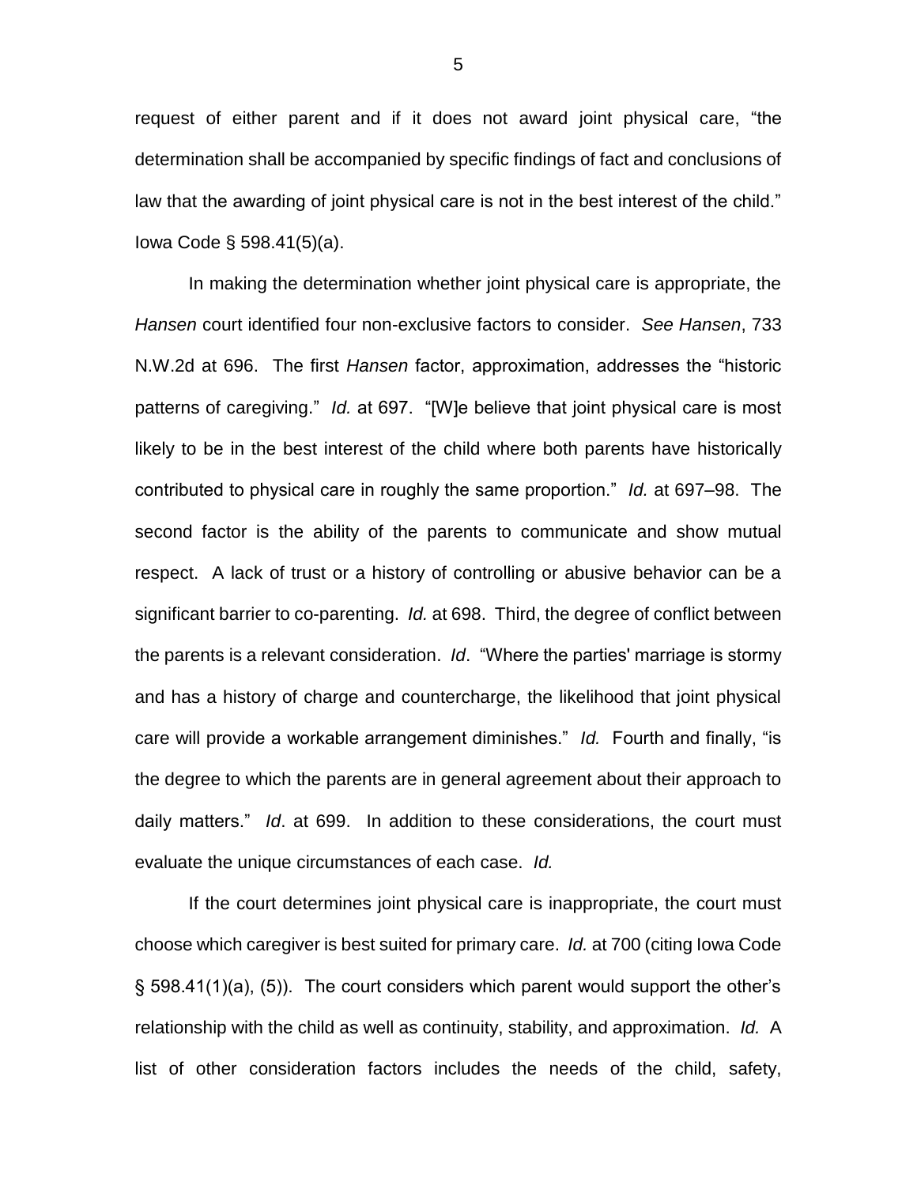request of either parent and if it does not award joint physical care, "the determination shall be accompanied by specific findings of fact and conclusions of law that the awarding of joint physical care is not in the best interest of the child." Iowa Code § 598.41(5)(a).

In making the determination whether joint physical care is appropriate, the *Hansen* court identified four non-exclusive factors to consider. *See Hansen*, 733 N.W.2d at 696. The first *Hansen* factor, approximation, addresses the "historic patterns of caregiving." *Id.* at 697. "[W]e believe that joint physical care is most likely to be in the best interest of the child where both parents have historically contributed to physical care in roughly the same proportion." *Id.* at 697–98. The second factor is the ability of the parents to communicate and show mutual respect. A lack of trust or a history of controlling or abusive behavior can be a significant barrier to co-parenting. *Id.* at 698. Third, the degree of conflict between the parents is a relevant consideration. *Id*. "Where the parties' marriage is stormy and has a history of charge and countercharge, the likelihood that joint physical care will provide a workable arrangement diminishes." *Id.* Fourth and finally, "is the degree to which the parents are in general agreement about their approach to daily matters." *Id*. at 699. In addition to these considerations, the court must evaluate the unique circumstances of each case. *Id.*

If the court determines joint physical care is inappropriate, the court must choose which caregiver is best suited for primary care. *Id.* at 700 (citing Iowa Code § 598.41(1)(a), (5)). The court considers which parent would support the other's relationship with the child as well as continuity, stability, and approximation. *Id.* A list of other consideration factors includes the needs of the child, safety,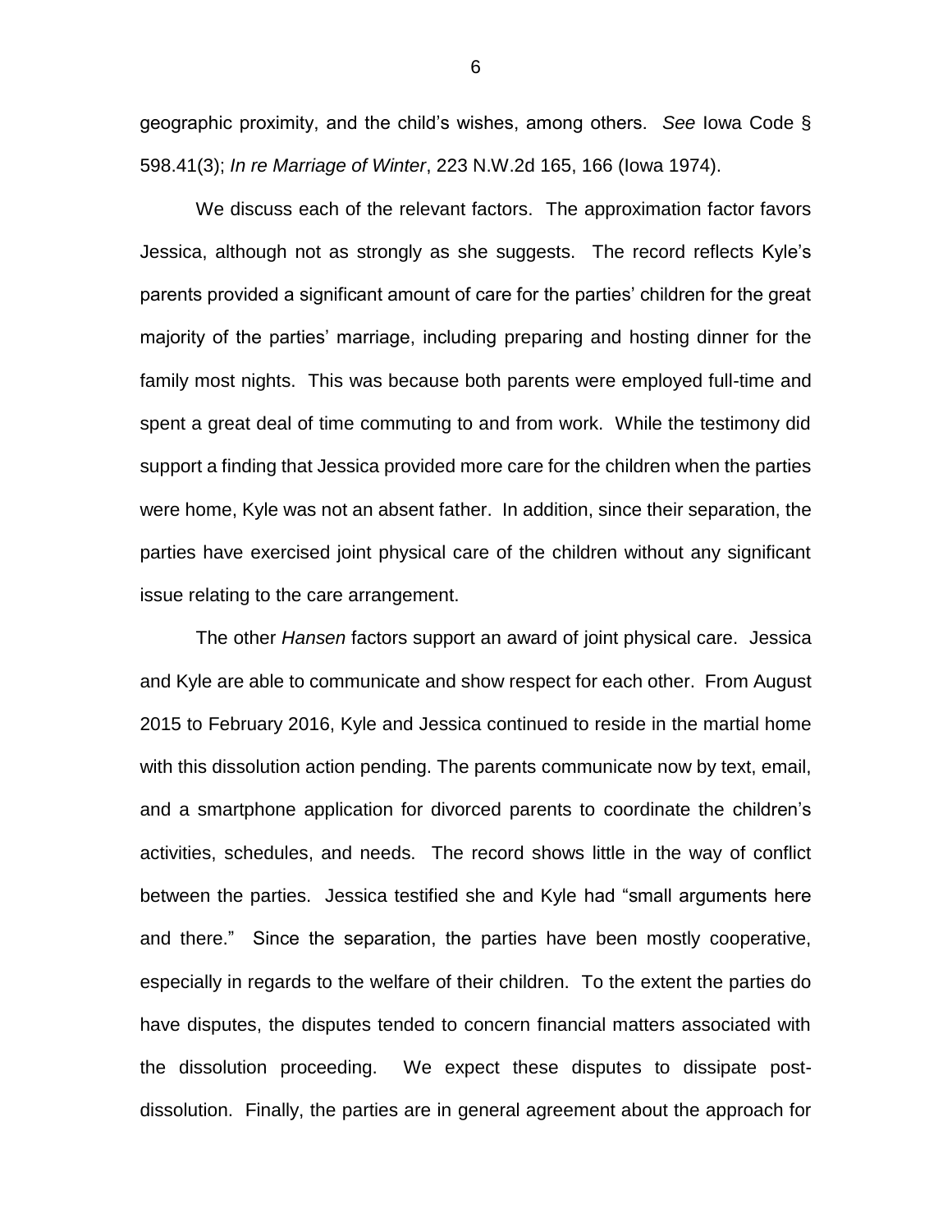geographic proximity, and the child's wishes, among others. *See* Iowa Code § 598.41(3); *In re Marriage of Winter*, 223 N.W.2d 165, 166 (Iowa 1974).

We discuss each of the relevant factors. The approximation factor favors Jessica, although not as strongly as she suggests. The record reflects Kyle's parents provided a significant amount of care for the parties' children for the great majority of the parties' marriage, including preparing and hosting dinner for the family most nights. This was because both parents were employed full-time and spent a great deal of time commuting to and from work. While the testimony did support a finding that Jessica provided more care for the children when the parties were home, Kyle was not an absent father. In addition, since their separation, the parties have exercised joint physical care of the children without any significant issue relating to the care arrangement.

The other *Hansen* factors support an award of joint physical care. Jessica and Kyle are able to communicate and show respect for each other. From August 2015 to February 2016, Kyle and Jessica continued to reside in the martial home with this dissolution action pending. The parents communicate now by text, email, and a smartphone application for divorced parents to coordinate the children's activities, schedules, and needs. The record shows little in the way of conflict between the parties. Jessica testified she and Kyle had "small arguments here and there." Since the separation, the parties have been mostly cooperative, especially in regards to the welfare of their children. To the extent the parties do have disputes, the disputes tended to concern financial matters associated with the dissolution proceeding. We expect these disputes to dissipate post-dissolution. Finally, the parties are in general agreement about the approach for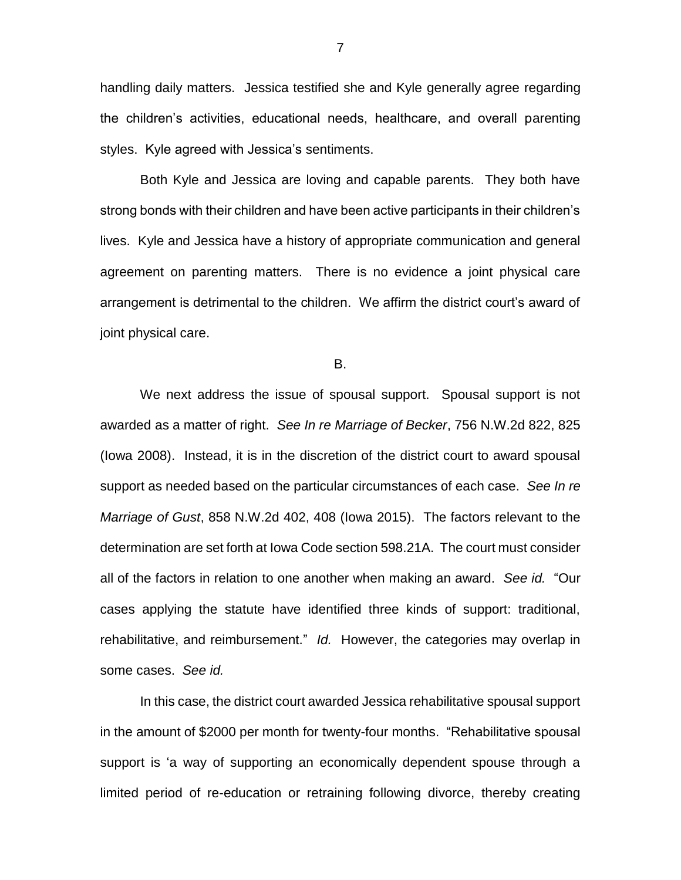handling daily matters. Jessica testified she and Kyle generally agree regarding the children's activities, educational needs, healthcare, and overall parenting styles. Kyle agreed with Jessica's sentiments.

Both Kyle and Jessica are loving and capable parents. They both have strong bonds with their children and have been active participants in their children's lives. Kyle and Jessica have a history of appropriate communication and general agreement on parenting matters. There is no evidence a joint physical care arrangement is detrimental to the children. We affirm the district court's award of joint physical care.

B.

We next address the issue of spousal support. Spousal support is not awarded as a matter of right. *See In re Marriage of Becker*, 756 N.W.2d 822, 825 (Iowa 2008). Instead, it is in the discretion of the district court to award spousal support as needed based on the particular circumstances of each case. *See In re Marriage of Gust*, 858 N.W.2d 402, 408 (Iowa 2015). The factors relevant to the determination are set forth at Iowa Code section 598.21A. The court must consider all of the factors in relation to one another when making an award. *See id.* "Our cases applying the statute have identified three kinds of support: traditional, rehabilitative, and reimbursement." *Id.* However, the categories may overlap in some cases. *See id.*

In this case, the district court awarded Jessica rehabilitative spousal support in the amount of $2000 per month for twenty-four months. "Rehabilitative spousal support is 'a way of supporting an economically dependent spouse through a limited period of re-education or retraining following divorce, thereby creating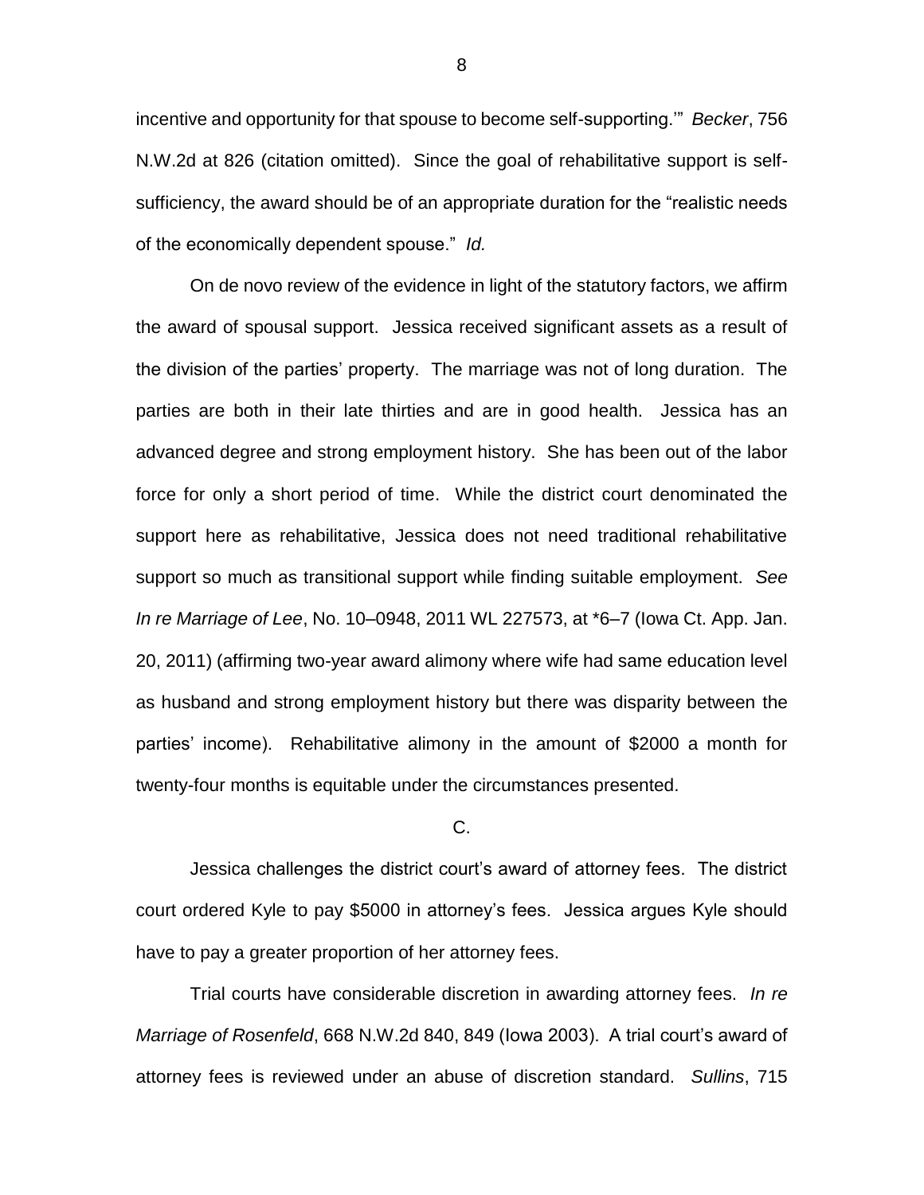incentive and opportunity for that spouse to become self-supporting.'" *Becker*, 756 N.W.2d at 826 (citation omitted). Since the goal of rehabilitative support is self-sufficiency, the award should be of an appropriate duration for the "realistic needs of the economically dependent spouse." *Id.*

On de novo review of the evidence in light of the statutory factors, we affirm the award of spousal support. Jessica received significant assets as a result of the division of the parties' property. The marriage was not of long duration. The parties are both in their late thirties and are in good health. Jessica has an advanced degree and strong employment history. She has been out of the labor force for only a short period of time. While the district court denominated the support here as rehabilitative, Jessica does not need traditional rehabilitative support so much as transitional support while finding suitable employment. *See In re Marriage of Lee*, No. 10–0948, 2011 WL 227573, at *6–7 (Iowa Ct. App. Jan. 20, 2011) (affirming two-year award alimony where wife had same education level as husband and strong employment history but there was disparity between the parties' income). Rehabilitative alimony in the amount of $2000 a month for twenty-four months is equitable under the circumstances presented.

C.

Jessica challenges the district court's award of attorney fees. The district court ordered Kyle to pay $5000 in attorney's fees. Jessica argues Kyle should have to pay a greater proportion of her attorney fees.

Trial courts have considerable discretion in awarding attorney fees. *In re Marriage of Rosenfeld*, 668 N.W.2d 840, 849 (Iowa 2003). A trial court's award of attorney fees is reviewed under an abuse of discretion standard. *Sullins*, 715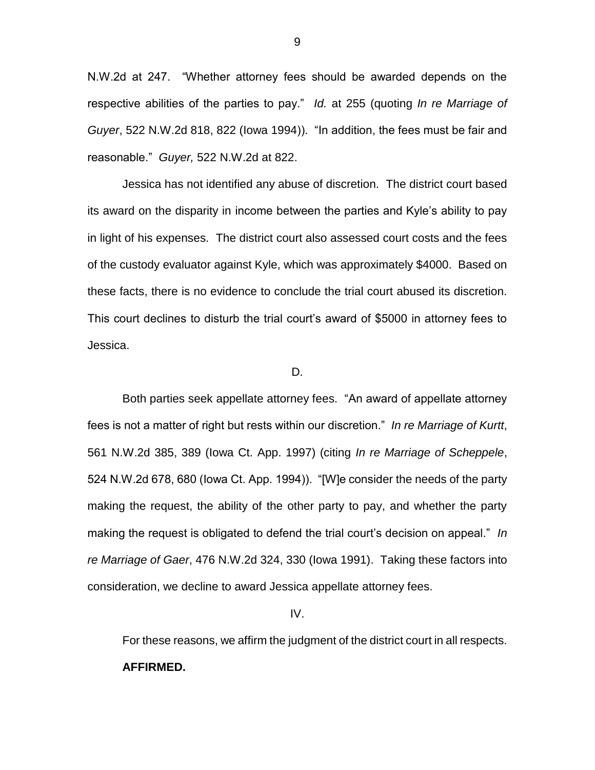N.W.2d at 247. "Whether attorney fees should be awarded depends on the respective abilities of the parties to pay." *Id.* at 255 (quoting *In re Marriage of Guyer*, 522 N.W.2d 818, 822 (Iowa 1994)). "In addition, the fees must be fair and reasonable." *Guyer,* 522 N.W.2d at 822.

Jessica has not identified any abuse of discretion. The district court based its award on the disparity in income between the parties and Kyle's ability to pay in light of his expenses. The district court also assessed court costs and the fees of the custody evaluator against Kyle, which was approximately $4000. Based on these facts, there is no evidence to conclude the trial court abused its discretion. This court declines to disturb the trial court's award of $5000 in attorney fees to Jessica.

D.

Both parties seek appellate attorney fees. "An award of appellate attorney fees is not a matter of right but rests within our discretion." *In re Marriage of Kurtt*, 561 N.W.2d 385, 389 (Iowa Ct. App. 1997) (citing *In re Marriage of Scheppele*, 524 N.W.2d 678, 680 (Iowa Ct. App. 1994)). "[W]e consider the needs of the party making the request, the ability of the other party to pay, and whether the party making the request is obligated to defend the trial court's decision on appeal." *In re Marriage of Gaer*, 476 N.W.2d 324, 330 (Iowa 1991). Taking these factors into consideration, we decline to award Jessica appellate attorney fees.

IV.

For these reasons, we affirm the judgment of the district court in all respects.

**AFFIRMED.**